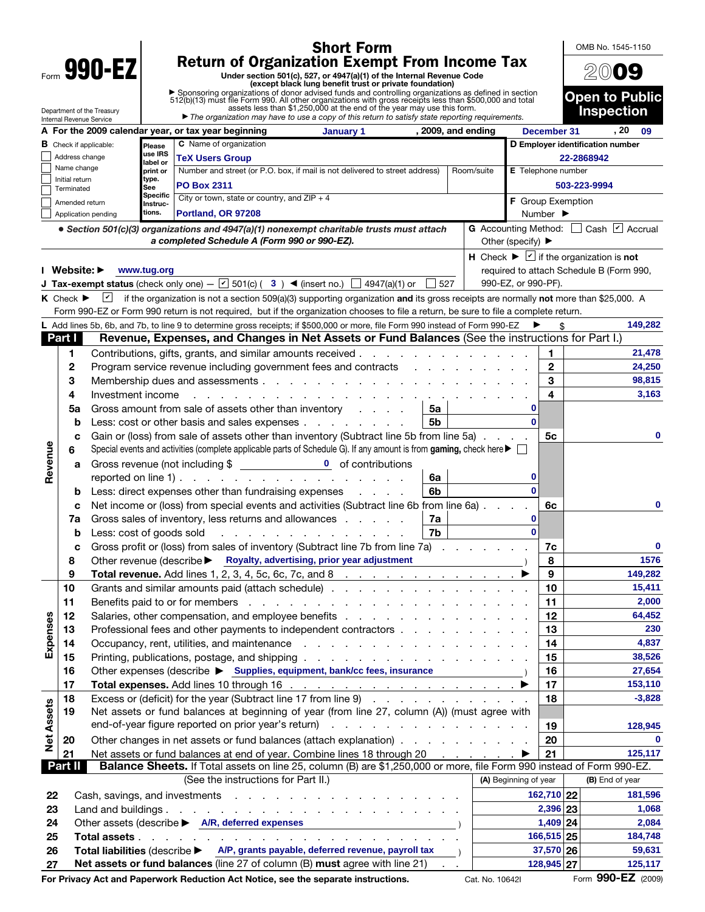# Form 990-EZ

## Short Form
## Return of Organization Exempt From Income Tax

Under section 501(c), 527, or 4947(a)(1) of the Internal Revenue Code (except black lung benefit trust or private foundation)

▶ Sponsoring organizations of donor advised funds and controlling organizations as defined in section 512(b)(13) must file Form 990. All other organizations with gross receipts less than $500,000 and total assets less than $1,250,000 at the end of the year may use this form.

▶ *The organization may have to use a copy of this return to satisfy state reporting requirements.*

Department of the Treasury
Internal Revenue Service

OMB No. 1545-1150

**2009**

**Open to Public Inspection**

**A** For the 2009 calendar year, or tax year beginning **January 1**, 2009, and ending **December 31**, 20 **09**

**B** Check if applicable:
- ☐ Address change
- ☐ Name change
- ☐ Initial return
- ☐ Terminated
- ☐ Amended return
- ☐ Application pending

Please use IRS label or print or type. See Specific Instructions.

**C** Name of organization: **TeX Users Group**

Number and street (or P.O. box, if mail is not delivered to street address) | Room/suite: **PO Box 2311**

City or town, state or country, and ZIP + 4: **Portland, OR 97208**

**D** Employer identification number: **22-2868942**

**E** Telephone number: **503-223-9994**

**F** Group Exemption Number ▶

• *Section 501(c)(3) organizations and 4947(a)(1) nonexempt charitable trusts must attach a completed Schedule A (Form 990 or 990-EZ).*

**G** Accounting Method: ☐ Cash ☑ Accrual  Other (specify) ▶

**H** Check ▶ ☑ if the organization is **not** required to attach Schedule B (Form 990, 990-EZ, or 990-PF).

**I Website:** ▶ **www.tug.org**

**J Tax-exempt status** (check only one) — ☑ 501(c) ( **3** ) ◀ (insert no.) ☐ 4947(a)(1) or ☐ 527

**K** Check ▶ ☑ if the organization is not a section 509(a)(3) supporting organization **and** its gross receipts are normally **not** more than $25,000. A Form 990-EZ or Form 990 return is not required, but if the organization chooses to file a return, be sure to file a complete return.

**L** Add lines 5b, 6b, and 7b, to line 9 to determine gross receipts; if $500,000 or more, file Form 990 instead of Form 990-EZ ▶ $ **149,282**

## Part I — Revenue, Expenses, and Changes in Net Assets or Fund Balances (See the instructions for Part I.)

| Section | Line | Description | Sub-line | Sub-amount | Line | Amount |
|---|---|---|---|---|---|---|
| Revenue | 1 | Contributions, gifts, grants, and similar amounts received | | | 1 | 21,478 |
| | 2 | Program service revenue including government fees and contracts | | | 2 | 24,250 |
| | 3 | Membership dues and assessments | | | 3 | 98,815 |
| | 4 | Investment income | | | 4 | 3,163 |
| | 5a | Gross amount from sale of assets other than inventory | 5a | 0 | | |
| | b | Less: cost or other basis and sales expenses | 5b | 0 | | |
| | c | Gain or (loss) from sale of assets other than inventory (Subtract line 5b from line 5a) | | | 5c | 0 |
| | 6 | Special events and activities (complete applicable parts of Schedule G). If any amount is from **gaming,** check here ▶ ☐ | | | | |
| | a | Gross revenue (not including $ 0 of contributions reported on line 1) | 6a | 0 | | |
| | b | Less: direct expenses other than fundraising expenses | 6b | 0 | | |
| | c | Net income or (loss) from special events and activities (Subtract line 6b from line 6a) | | | 6c | 0 |
| | 7a | Gross sales of inventory, less returns and allowances | 7a | 0 | | |
| | b | Less: cost of goods sold | 7b | 0 | | |
| | c | Gross profit or (loss) from sales of inventory (Subtract line 7b from line 7a) | | | 7c | 0 |
| | 8 | Other revenue (describe ▶ Royalty, advertising, prior year adjustment) | | | 8 | 1576 |
| | 9 | **Total revenue.** Add lines 1, 2, 3, 4, 5c, 6c, 7c, and 8 ▶ | | | 9 | 149,282 |
| Expenses | 10 | Grants and similar amounts paid (attach schedule) | | | 10 | 15,411 |
| | 11 | Benefits paid to or for members | | | 11 | 2,000 |
| | 12 | Salaries, other compensation, and employee benefits | | | 12 | 64,452 |
| | 13 | Professional fees and other payments to independent contractors | | | 13 | 230 |
| | 14 | Occupancy, rent, utilities, and maintenance | | | 14 | 4,837 |
| | 15 | Printing, publications, postage, and shipping | | | 15 | 38,526 |
| | 16 | Other expenses (describe ▶ Supplies, equipment, bank/cc fees, insurance) | | | 16 | 27,654 |
| | 17 | **Total expenses.** Add lines 10 through 16 ▶ | | | 17 | 153,110 |
| Net Assets | 18 | Excess or (deficit) for the year (Subtract line 17 from line 9) | | | 18 | -3,828 |
| | 19 | Net assets or fund balances at beginning of year (from line 27, column (A)) (must agree with end-of-year figure reported on prior year's return) | | | 19 | 128,945 |
| | 20 | Other changes in net assets or fund balances (attach explanation) | | | 20 | 0 |
| | 21 | Net assets or fund balances at end of year. Combine lines 18 through 20 ▶ | | | 21 | 125,117 |

## Part II — Balance Sheets. If Total assets on line 25, column (B) are $1,250,000 or more, file Form 990 instead of Form 990-EZ.

(See the instructions for Part II.)

| Line | Description | (A) Beginning of year | Line | (B) End of year |
|---|---|---|---|---|
| 22 | Cash, savings, and investments | 162,710 | 22 | 181,596 |
| 23 | Land and buildings | 2,396 | 23 | 1,068 |
| 24 | Other assets (describe ▶ A/R, deferred expenses) | 1,409 | 24 | 2,084 |
| 25 | **Total assets** | 166,515 | 25 | 184,748 |
| 26 | **Total liabilities** (describe ▶ A/P, grants payable, deferred revenue, payroll tax) | 37,570 | 26 | 59,631 |
| 27 | **Net assets or fund balances** (line 27 of column (B) **must** agree with line 21) | 128,945 | 27 | 125,117 |

**For Privacy Act and Paperwork Reduction Act Notice, see the separate instructions.** Cat. No. 10642I Form **990-EZ** (2009)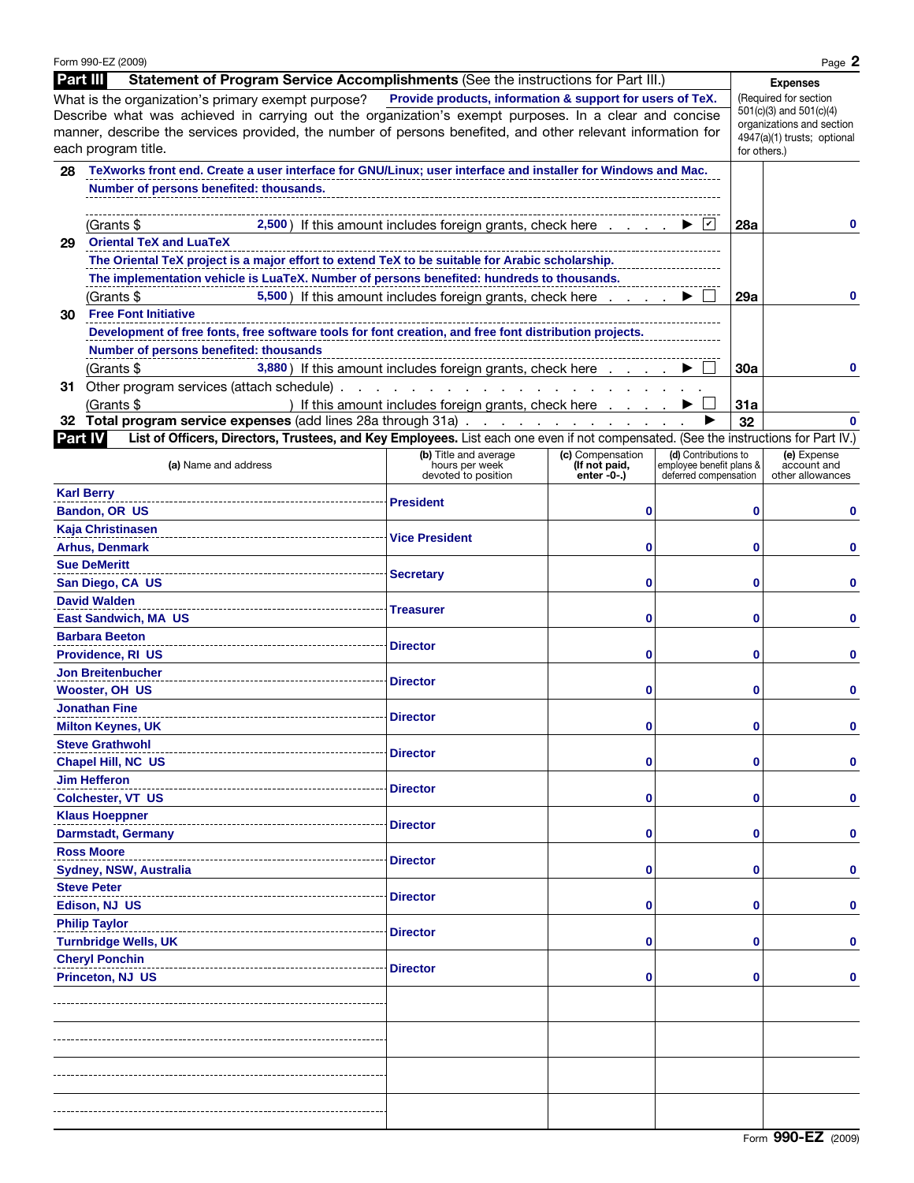Form 990-EZ (2009)

## Part III Statement of Program Service Accomplishments (See the instructions for Part III.)

What is the organization's primary exempt purpose? **Provide products, information & support for users of TeX.**

Describe what was achieved in carrying out the organization's exempt purposes. In a clear and concise manner, describe the services provided, the number of persons benefited, and other relevant information for each program title.

**Expenses** (Required for section 501(c)(3) and 501(c)(4) organizations and section 4947(a)(1) trusts; optional for others.)

**28** **TeXworks front end. Create a user interface for GNU/Linux; user interface and installer for Windows and Mac.**
**Number of persons benefited: thousands.**
(Grants $ **2,500**) If this amount includes foreign grants, check here ▶ ☑ | **28a** | **0**

**29** **Oriental TeX and LuaTeX**
**The Oriental TeX project is a major effort to extend TeX to be suitable for Arabic scholarship.**
**The implementation vehicle is LuaTeX. Number of persons benefited: hundreds to thousands.**
(Grants $ **5,500**) If this amount includes foreign grants, check here ▶ ☐ | **29a** | **0**

**30** **Free Font Initiative**
**Development of free fonts, free software tools for font creation, and free font distribution projects.**
**Number of persons benefited: thousands**
(Grants $ **3,880**) If this amount includes foreign grants, check here ▶ ☐ | **30a** | **0**

**31** Other program services (attach schedule)
(Grants $ ) If this amount includes foreign grants, check here ▶ ☐ | **31a** |

**32** **Total program service expenses** (add lines 28a through 31a) ▶ | **32** | **0**

## Part IV List of Officers, Directors, Trustees, and Key Employees. List each one even if not compensated. (See the instructions for Part IV.)

| (a) Name and address | (b) Title and average hours per week devoted to position | (c) Compensation (If not paid, enter -0-.) | (d) Contributions to employee benefit plans & deferred compensation | (e) Expense account and other allowances |
|---|---|---|---|---|
| Karl Berry<br>Bandon, OR US | President | 0 | 0 | 0 |
| Kaja Christinasen<br>Arhus, Denmark | Vice President | 0 | 0 | 0 |
| Sue DeMeritt<br>San Diego, CA US | Secretary | 0 | 0 | 0 |
| David Walden<br>East Sandwich, MA US | Treasurer | 0 | 0 | 0 |
| Barbara Beeton<br>Providence, RI US | Director | 0 | 0 | 0 |
| Jon Breitenbucher<br>Wooster, OH US | Director | 0 | 0 | 0 |
| Jonathan Fine<br>Milton Keynes, UK | Director | 0 | 0 | 0 |
| Steve Grathwohl<br>Chapel Hill, NC US | Director | 0 | 0 | 0 |
| Jim Hefferon<br>Colchester, VT US | Director | 0 | 0 | 0 |
| Klaus Hoeppner<br>Darmstadt, Germany | Director | 0 | 0 | 0 |
| Ross Moore<br>Sydney, NSW, Australia | Director | 0 | 0 | 0 |
| Steve Peter<br>Edison, NJ US | Director | 0 | 0 | 0 |
| Philip Taylor<br>Turnbridge Wells, UK | Director | 0 | 0 | 0 |
| Cheryl Ponchin<br>Princeton, NJ US | Director | 0 | 0 | 0 |
| | | | | |
| | | | | |
| | | | | |
| | | | | |

Form **990-EZ** (2009)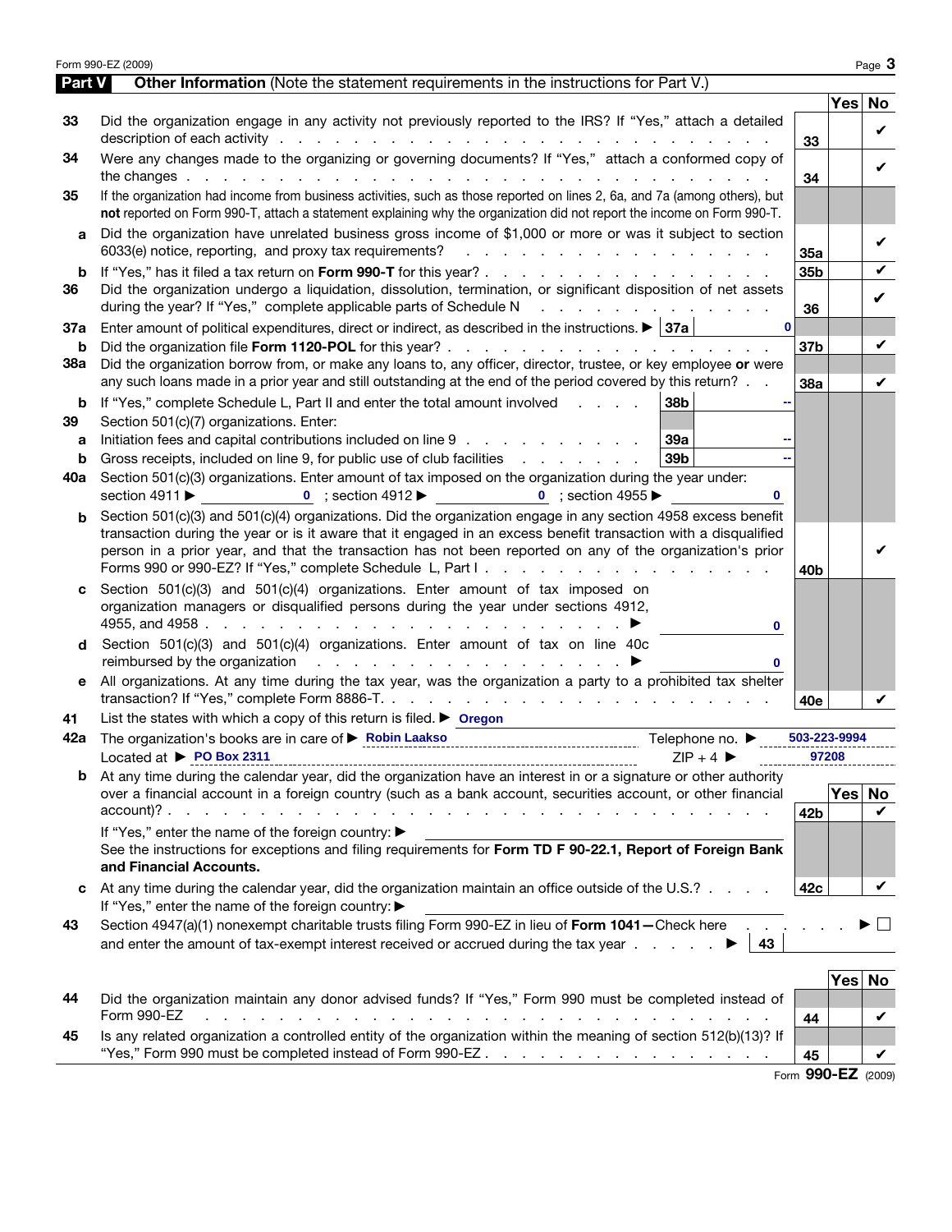## Part V Other Information (Note the statement requirements in the instructions for Part V.)

| | | | Yes | No |
|---|---|---|---|---|
| 33 | Did the organization engage in any activity not previously reported to the IRS? If "Yes," attach a detailed description of each activity | 33 | | ✔ |
| 34 | Were any changes made to the organizing or governing documents? If "Yes," attach a conformed copy of the changes | 34 | | ✔ |
| 35 | If the organization had income from business activities, such as those reported on lines 2, 6a, and 7a (among others), but **not** reported on Form 990-T, attach a statement explaining why the organization did not report the income on Form 990-T. | | | |
| a | Did the organization have unrelated business gross income of $1,000 or more or was it subject to section 6033(e) notice, reporting, and proxy tax requirements? | 35a | | ✔ |
| b | If "Yes," has it filed a tax return on **Form 990-T** for this year? | 35b | | ✔ |
| 36 | Did the organization undergo a liquidation, dissolution, termination, or significant disposition of net assets during the year? If "Yes," complete applicable parts of Schedule N | 36 | | ✔ |
| 37a | Enter amount of political expenditures, direct or indirect, as described in the instructions. ▶ 37a: 0 | | | |
| b | Did the organization file **Form 1120-POL** for this year? | 37b | | ✔ |
| 38a | Did the organization borrow from, or make any loans to, any officer, director, trustee, or key employee **or** were any such loans made in a prior year and still outstanding at the end of the period covered by this return? | 38a | | ✔ |
| b | If "Yes," complete Schedule L, Part II and enter the total amount involved — 38b: -- | | | |
| 39 | Section 501(c)(7) organizations. Enter: | | | |
| a | Initiation fees and capital contributions included on line 9 — 39a: -- | | | |
| b | Gross receipts, included on line 9, for public use of club facilities — 39b: -- | | | |
| 40a | Section 501(c)(3) organizations. Enter amount of tax imposed on the organization during the year under: section 4911 ▶ 0 ; section 4912 ▶ 0 ; section 4955 ▶ 0 | | | |
| b | Section 501(c)(3) and 501(c)(4) organizations. Did the organization engage in any section 4958 excess benefit transaction during the year or is it aware that it engaged in an excess benefit transaction with a disqualified person in a prior year, and that the transaction has not been reported on any of the organization's prior Forms 990 or 990-EZ? If "Yes," complete Schedule L, Part I | 40b | | ✔ |
| c | Section 501(c)(3) and 501(c)(4) organizations. Enter amount of tax imposed on organization managers or disqualified persons during the year under sections 4912, 4955, and 4958 ▶ 0 | | | |
| d | Section 501(c)(3) and 501(c)(4) organizations. Enter amount of tax on line 40c reimbursed by the organization ▶ 0 | | | |
| e | All organizations. At any time during the tax year, was the organization a party to a prohibited tax shelter transaction? If "Yes," complete Form 8886-T. | 40e | | ✔ |

41 List the states with which a copy of this return is filed. ▶ Oregon

42a The organization's books are in care of ▶ Robin Laakso Telephone no. ▶ 503-223-9994

Located at ▶ PO Box 2311 ZIP + 4 ▶ 97208

| | | | Yes | No |
|---|---|---|---|---|
| b | At any time during the calendar year, did the organization have an interest in or a signature or other authority over a financial account in a foreign country (such as a bank account, securities account, or other financial account)? | 42b | | ✔ |
| | If "Yes," enter the name of the foreign country: ▶ See the instructions for exceptions and filing requirements for **Form TD F 90-22.1, Report of Foreign Bank and Financial Accounts.** | | | |
| c | At any time during the calendar year, did the organization maintain an office outside of the U.S.? If "Yes," enter the name of the foreign country: ▶ | 42c | | ✔ |

43 Section 4947(a)(1) nonexempt charitable trusts filing Form 990-EZ in lieu of **Form 1041**—Check here ▶ ☐ and enter the amount of tax-exempt interest received or accrued during the tax year ▶ 43

| | | | Yes | No |
|---|---|---|---|---|
| 44 | Did the organization maintain any donor advised funds? If "Yes," Form 990 must be completed instead of Form 990-EZ | 44 | | ✔ |
| 45 | Is any related organization a controlled entity of the organization within the meaning of section 512(b)(13)? If "Yes," Form 990 must be completed instead of Form 990-EZ | 45 | | ✔ |

Form **990-EZ** (2009)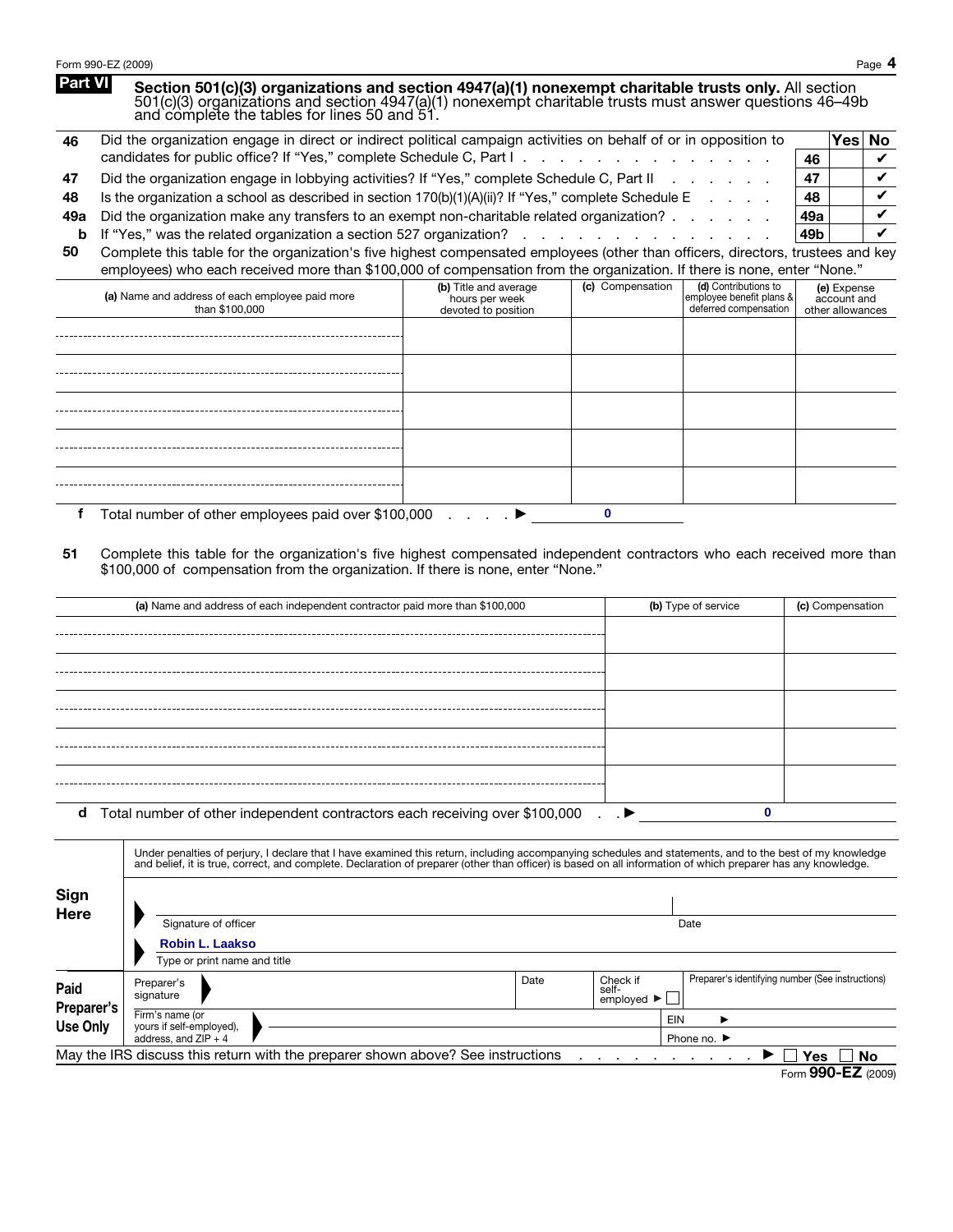## Part VI **Section 501(c)(3) organizations and section 4947(a)(1) nonexempt charitable trusts only.** All section 501(c)(3) organizations and section 4947(a)(1) nonexempt charitable trusts must answer questions 46–49b and complete the tables for lines 50 and 51.

| | | | Yes | No |
|---|---|---|---|---|
| **46** | Did the organization engage in direct or indirect political campaign activities on behalf of or in opposition to candidates for public office? If "Yes," complete Schedule C, Part I | **46** | | ✔ |
| **47** | Did the organization engage in lobbying activities? If "Yes," complete Schedule C, Part II | **47** | | ✔ |
| **48** | Is the organization a school as described in section 170(b)(1)(A)(ii)? If "Yes," complete Schedule E | **48** | | ✔ |
| **49a** | Did the organization make any transfers to an exempt non-charitable related organization? | **49a** | | ✔ |
| **b** | If "Yes," was the related organization a section 527 organization? | **49b** | | ✔ |

**50** Complete this table for the organization's five highest compensated employees (other than officers, directors, trustees and key employees) who each received more than $100,000 of compensation from the organization. If there is none, enter "None."

| (a) Name and address of each employee paid more than $100,000 | (b) Title and average hours per week devoted to position | (c) Compensation | (d) Contributions to employee benefit plans & deferred compensation | (e) Expense account and other allowances |
|---|---|---|---|---|
| | | | | |
| | | | | |
| | | | | |
| | | | | |
| | | | | |

**f** Total number of other employees paid over $100,000 ▶ 0

**51** Complete this table for the organization's five highest compensated independent contractors who each received more than $100,000 of compensation from the organization. If there is none, enter "None."

| (a) Name and address of each independent contractor paid more than $100,000 | (b) Type of service | (c) Compensation |
|---|---|---|
| | | |
| | | |
| | | |
| | | |
| | | |

**d** Total number of other independent contractors each receiving over $100,000 ▶ 0

**Sign Here**

Under penalties of perjury, I declare that I have examined this return, including accompanying schedules and statements, and to the best of my knowledge and belief, it is true, correct, and complete. Declaration of preparer (other than officer) is based on all information of which preparer has any knowledge.

Signature of officer ____________ Date ____________

**Robin L. Laakso**

Type or print name and title

**Paid Preparer's Use Only**

| Preparer's signature | Date | Check if self-employed ▶ ☐ | Preparer's identifying number (See instructions) |
|---|---|---|---|
| Firm's name (or yours if self-employed), address, and ZIP + 4 | | EIN ▶ | |
| | | Phone no. ▶ | |

May the IRS discuss this return with the preparer shown above? See instructions ▶ ☐ **Yes** ☐ **No**

Form **990-EZ** (2009)